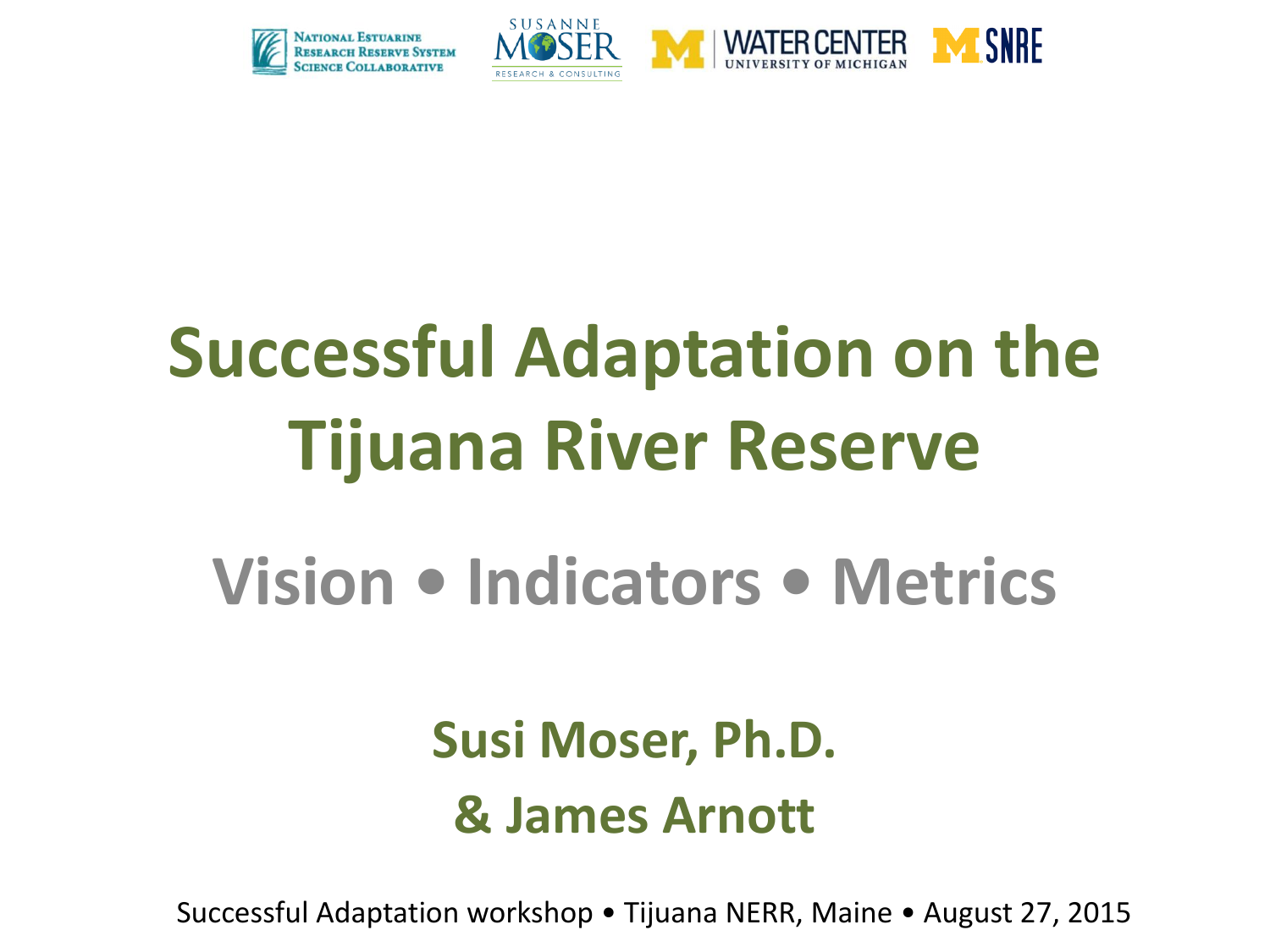NATIONAL ESTUARINE RESEARCH RESERVE SYSTEM SCIENCE COLLABORATIVE

SUSANNE MOSER RESEARCH & CONSULTING

WATER CENTER UNIVERSITY OF MICHIGAN

SNRE

# Successful Adaptation on the Tijuana River Reserve

## Vision • Indicators • Metrics

**Susi Moser, Ph.D.**

**& James Arnott**

Successful Adaptation workshop • Tijuana NERR, Maine • August 27, 2015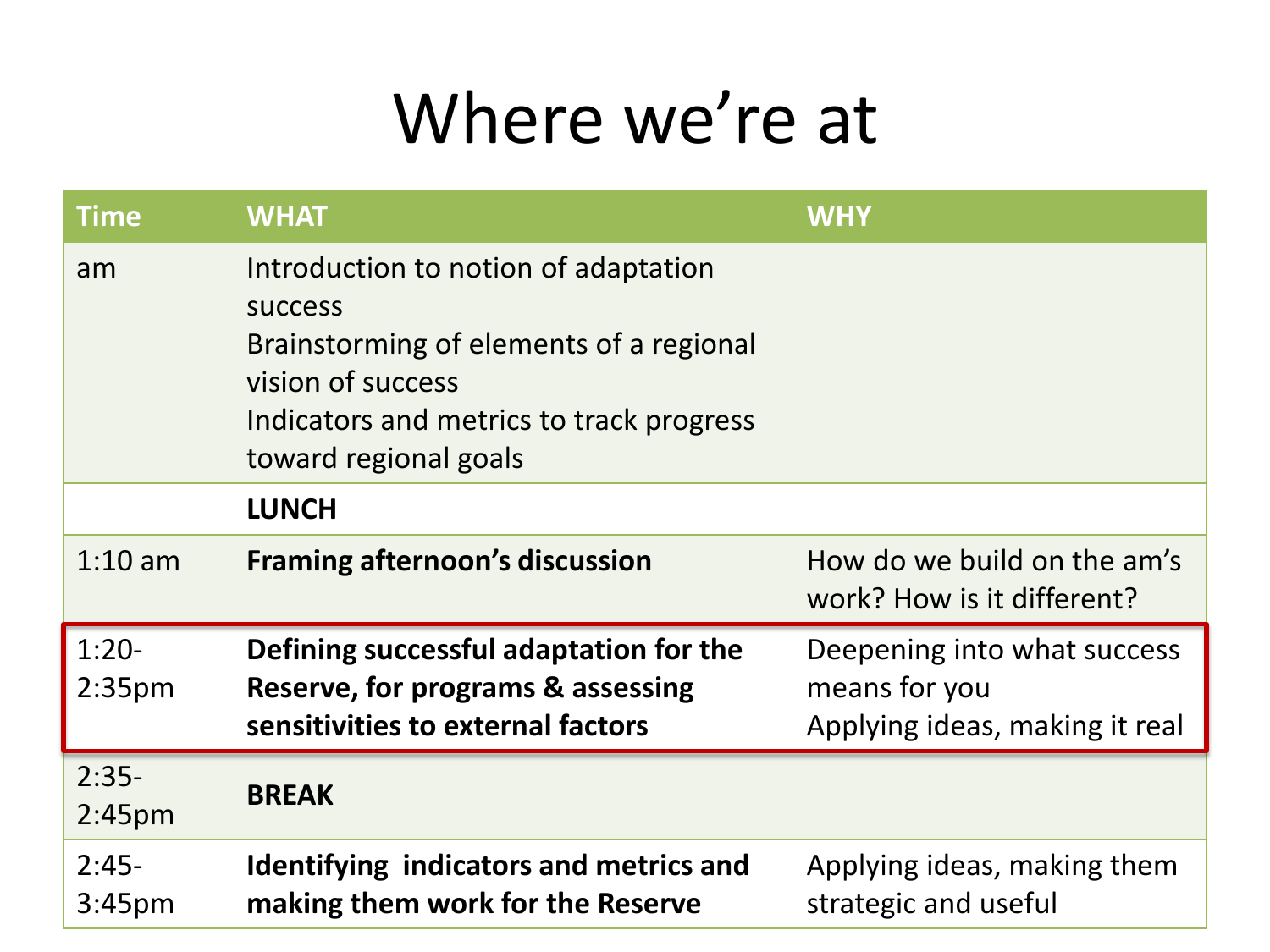# Where we're at

| Time | WHAT | WHY |
|---|---|---|
| am | Introduction to notion of adaptation success<br>Brainstorming of elements of a regional vision of success<br>Indicators and metrics to track progress toward regional goals | |
| | **LUNCH** | |
| 1:10 am | **Framing afternoon's discussion** | How do we build on the am's work? How is it different? |
| 1:20-2:35pm | **Defining successful adaptation for the Reserve, for programs & assessing sensitivities to external factors** | Deepening into what success means for you<br>Applying ideas, making it real |
| 2:35-2:45pm | **BREAK** | |
| 2:45-3:45pm | **Identifying indicators and metrics and making them work for the Reserve** | Applying ideas, making them strategic and useful |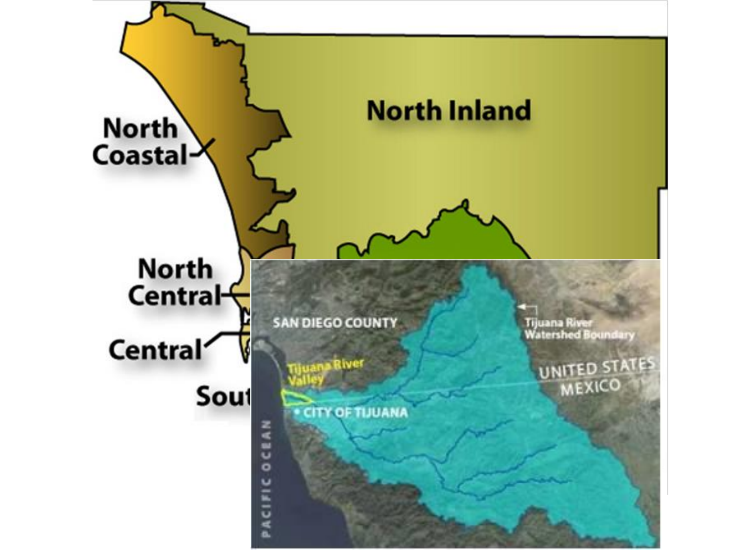North Coastal

North Inland

North Central

Central

Sout

SAN DIEGO COUNTY

Tijuana River Watershed Boundary

UNITED STATES

MEXICO

Tijuana River Valley

CITY OF TIJUANA

PACIFIC OCEAN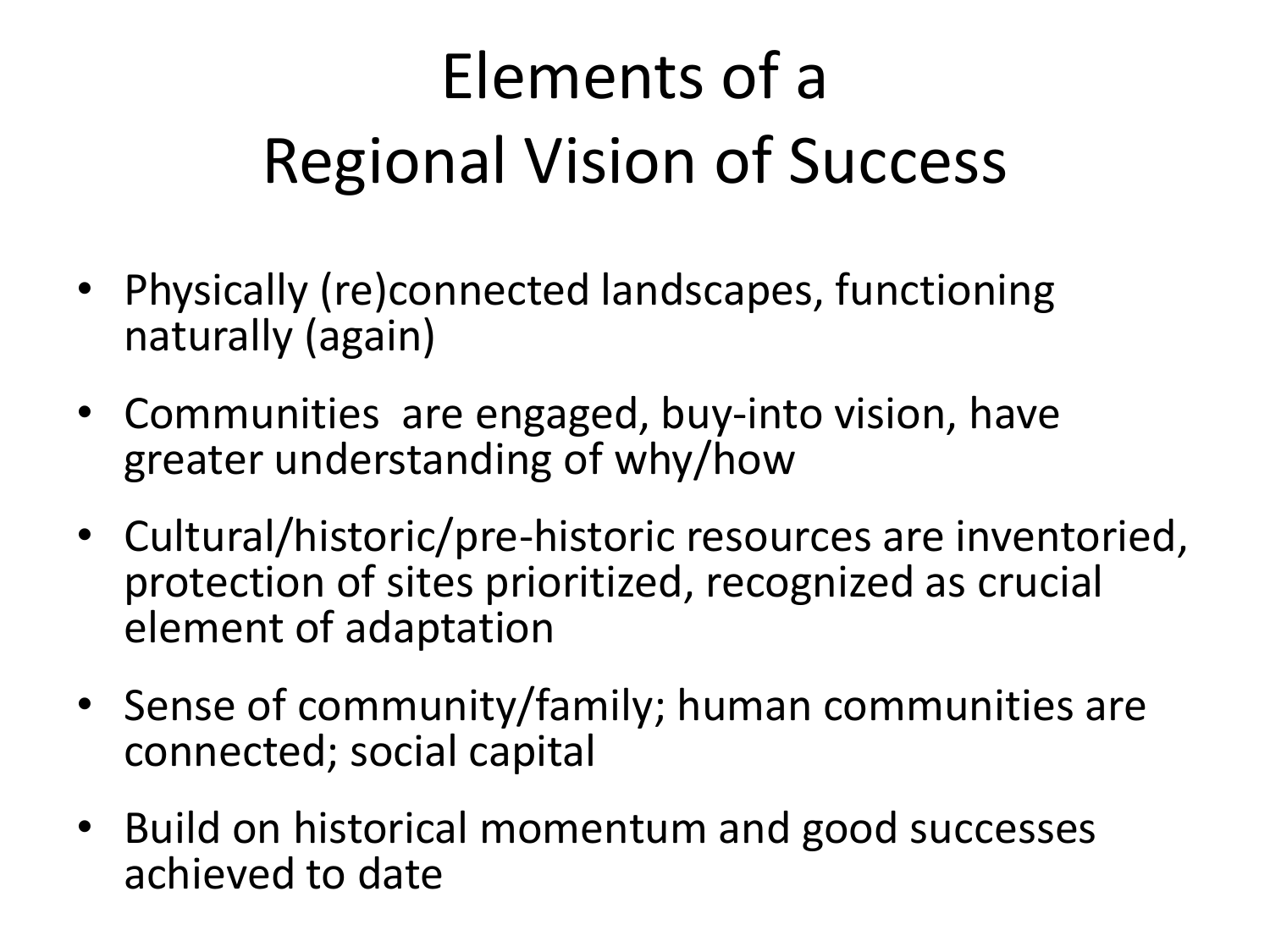# Elements of a Regional Vision of Success

- Physically (re)connected landscapes, functioning naturally (again)
- Communities  are engaged, buy-into vision, have greater understanding of why/how
- Cultural/historic/pre-historic resources are inventoried, protection of sites prioritized, recognized as crucial element of adaptation
- Sense of community/family; human communities are connected; social capital
- Build on historical momentum and good successes achieved to date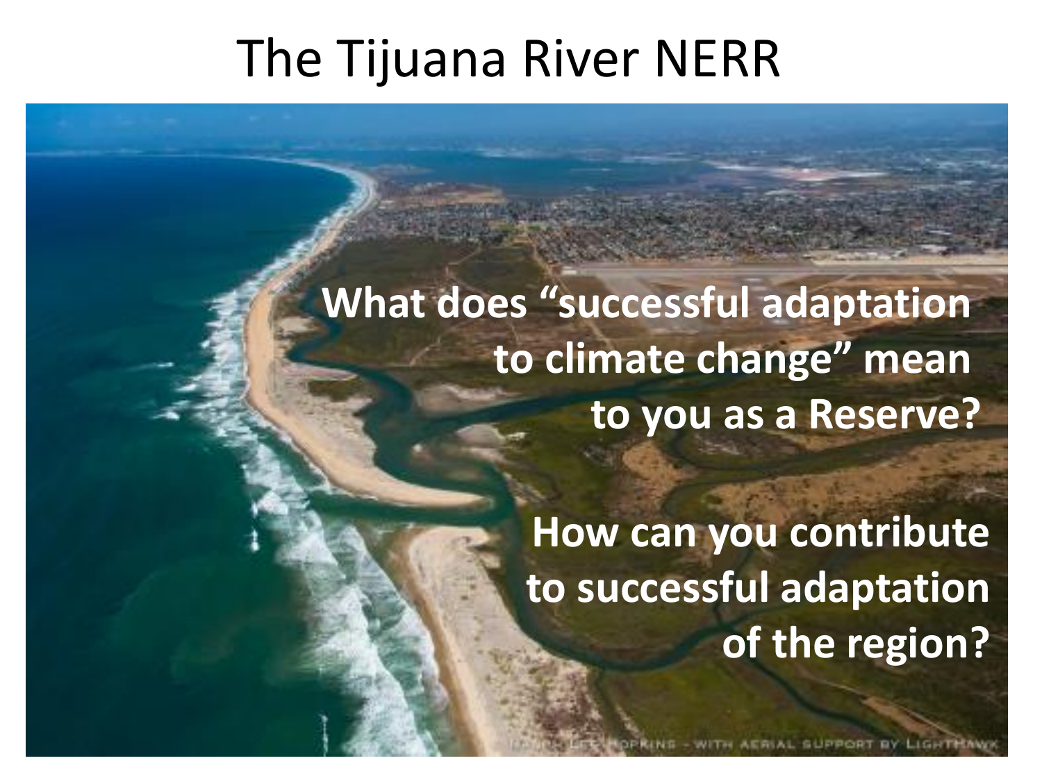# The Tijuana River NERR

**What does "successful adaptation to climate change" mean to you as a Reserve?**

**How can you contribute to successful adaptation of the region?**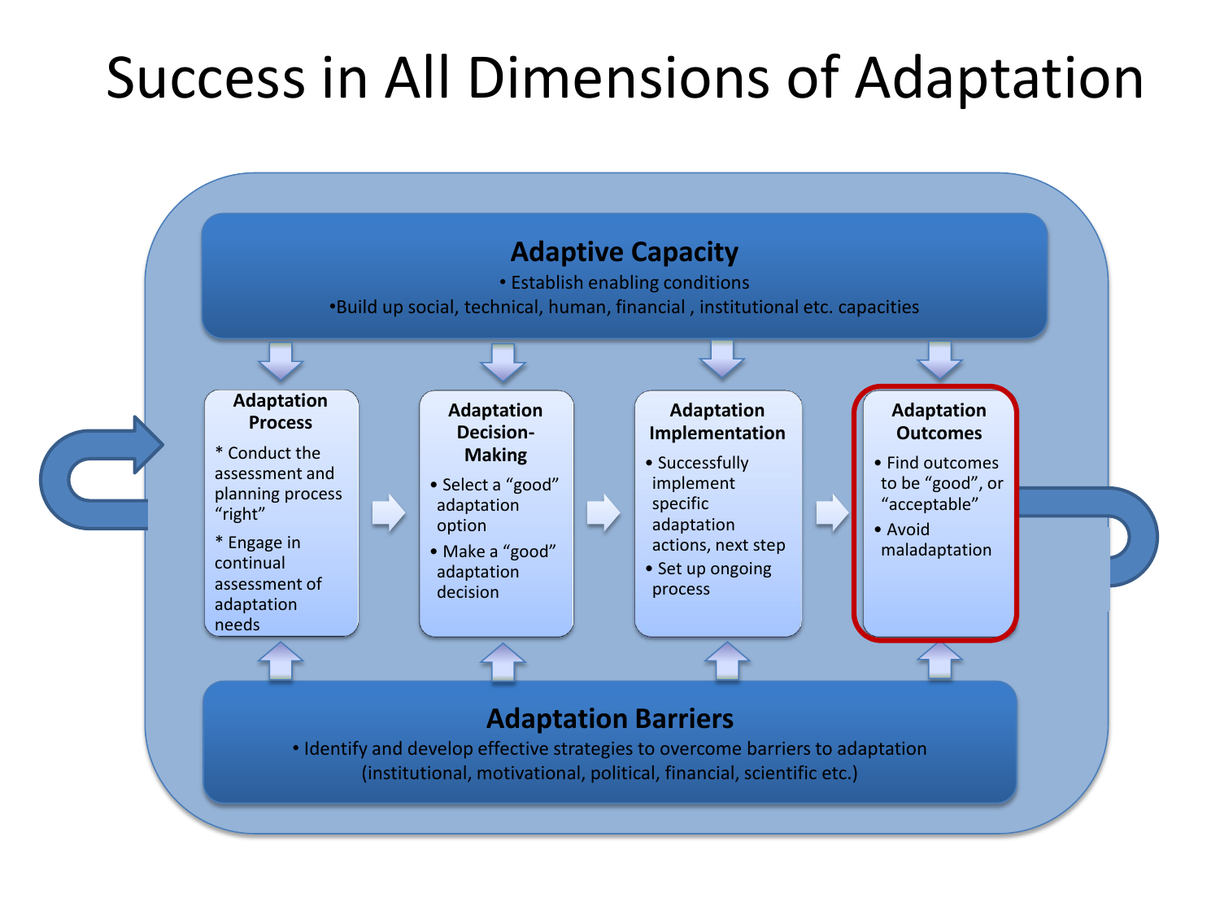# Success in All Dimensions of Adaptation

## Adaptive Capacity

- Establish enabling conditions
- Build up social, technical, human, financial , institutional etc. capacities

### Adaptation Process

* Conduct the assessment and planning process "right"
* Engage in continual assessment of adaptation needs

### Adaptation Decision-Making

- Select a "good" adaptation option
- Make a "good" adaptation decision

### Adaptation Implementation

- Successfully implement specific adaptation actions, next step
- Set up ongoing process

### Adaptation Outcomes

- Find outcomes to be "good", or "acceptable"
- Avoid maladaptation

## Adaptation Barriers

- Identify and develop effective strategies to overcome barriers to adaptation (institutional, motivational, political, financial, scientific etc.)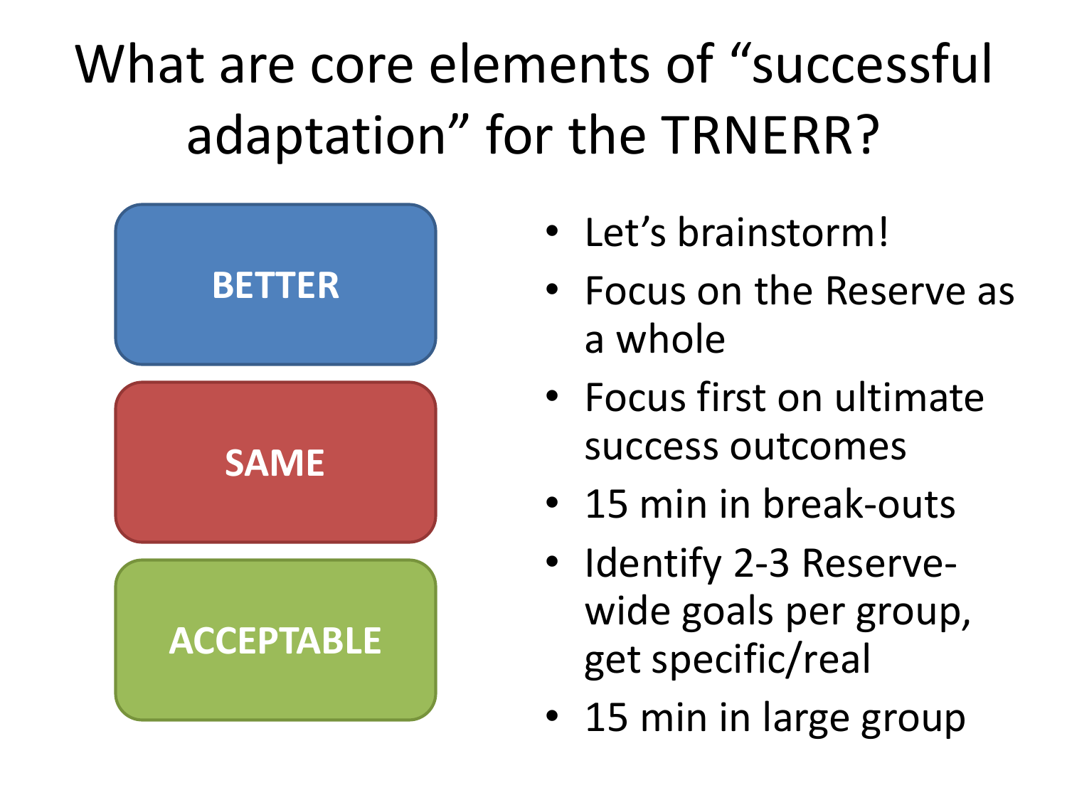# What are core elements of "successful adaptation" for the TRNERR?

**BETTER**

**SAME**

**ACCEPTABLE**

- Let's brainstorm!
- Focus on the Reserve as a whole
- Focus first on ultimate success outcomes
- 15 min in break-outs
- Identify 2-3 Reserve-wide goals per group, get specific/real
- 15 min in large group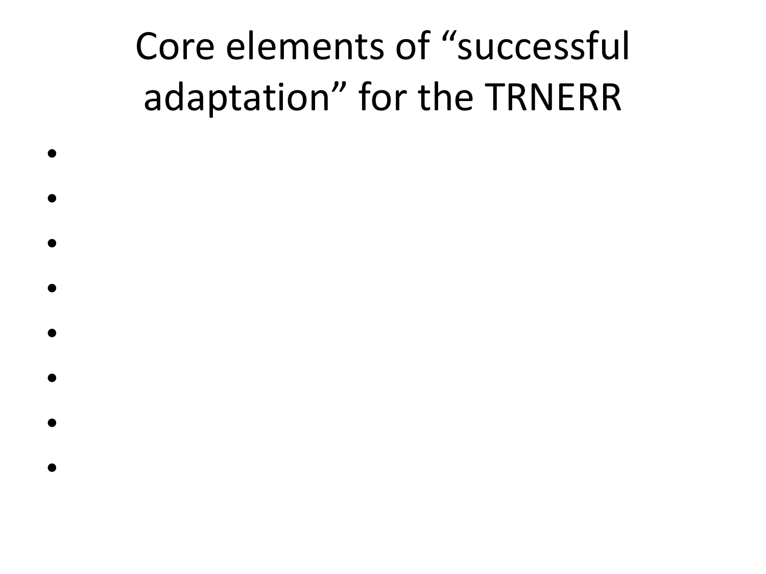# Core elements of "successful adaptation" for the TRNERR

- 
- 
- 
- 
- 
- 
- 
-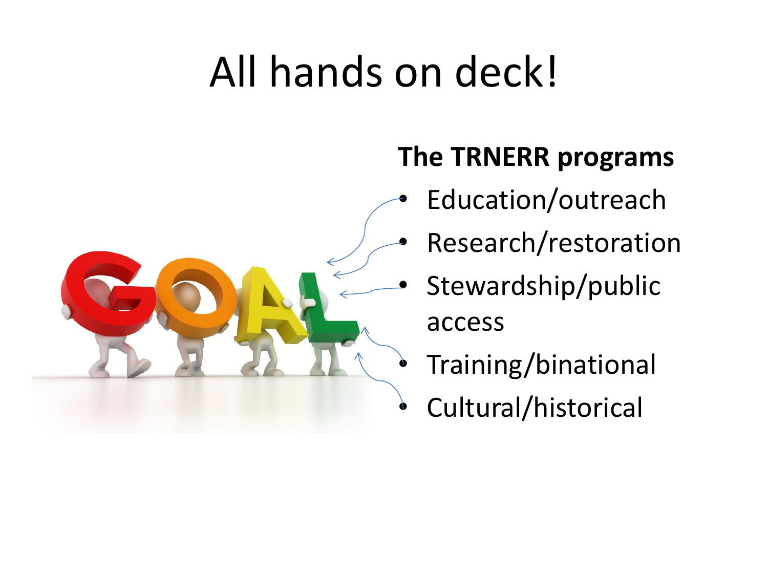# All hands on deck!

**The TRNERR programs**

- Education/outreach
- Research/restoration
- Stewardship/public access
- Training/binational
- Cultural/historical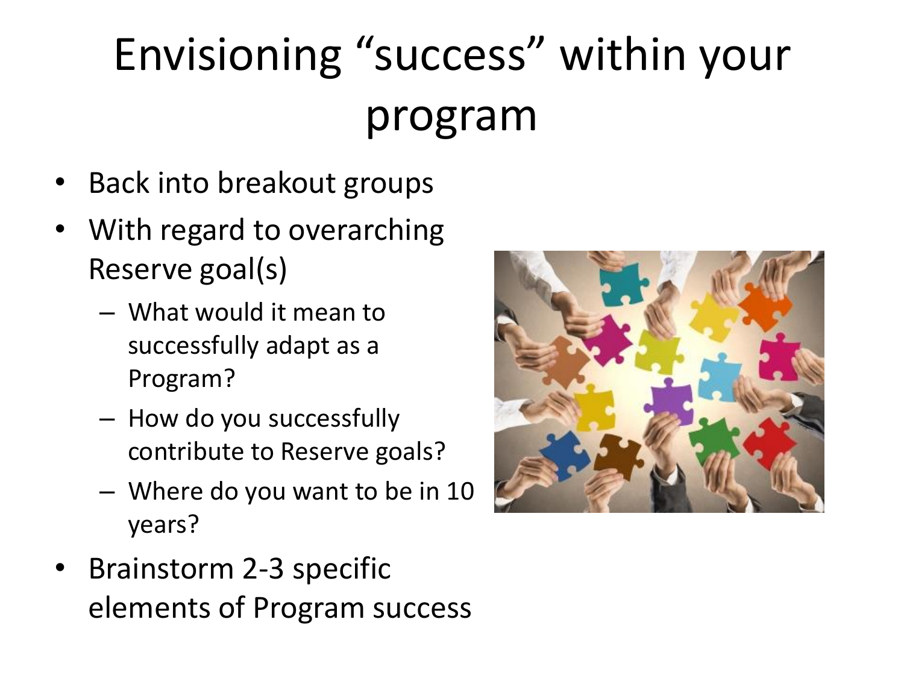# Envisioning "success" within your program

- Back into breakout groups
- With regard to overarching Reserve goal(s)
  - What would it mean to successfully adapt as a Program?
  - How do you successfully contribute to Reserve goals?
  - Where do you want to be in 10 years?
- Brainstorm 2-3 specific elements of Program success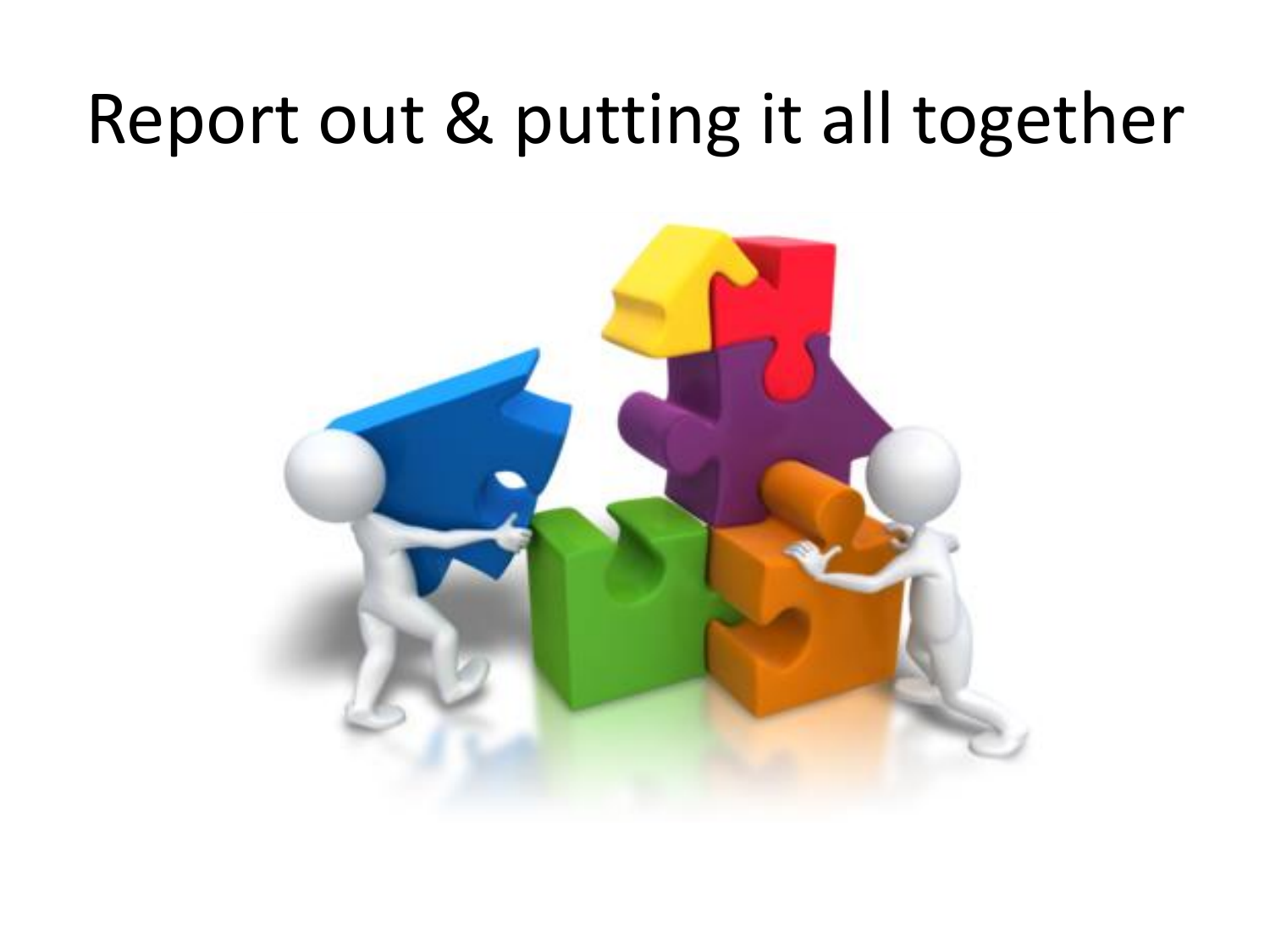# Report out & putting it all together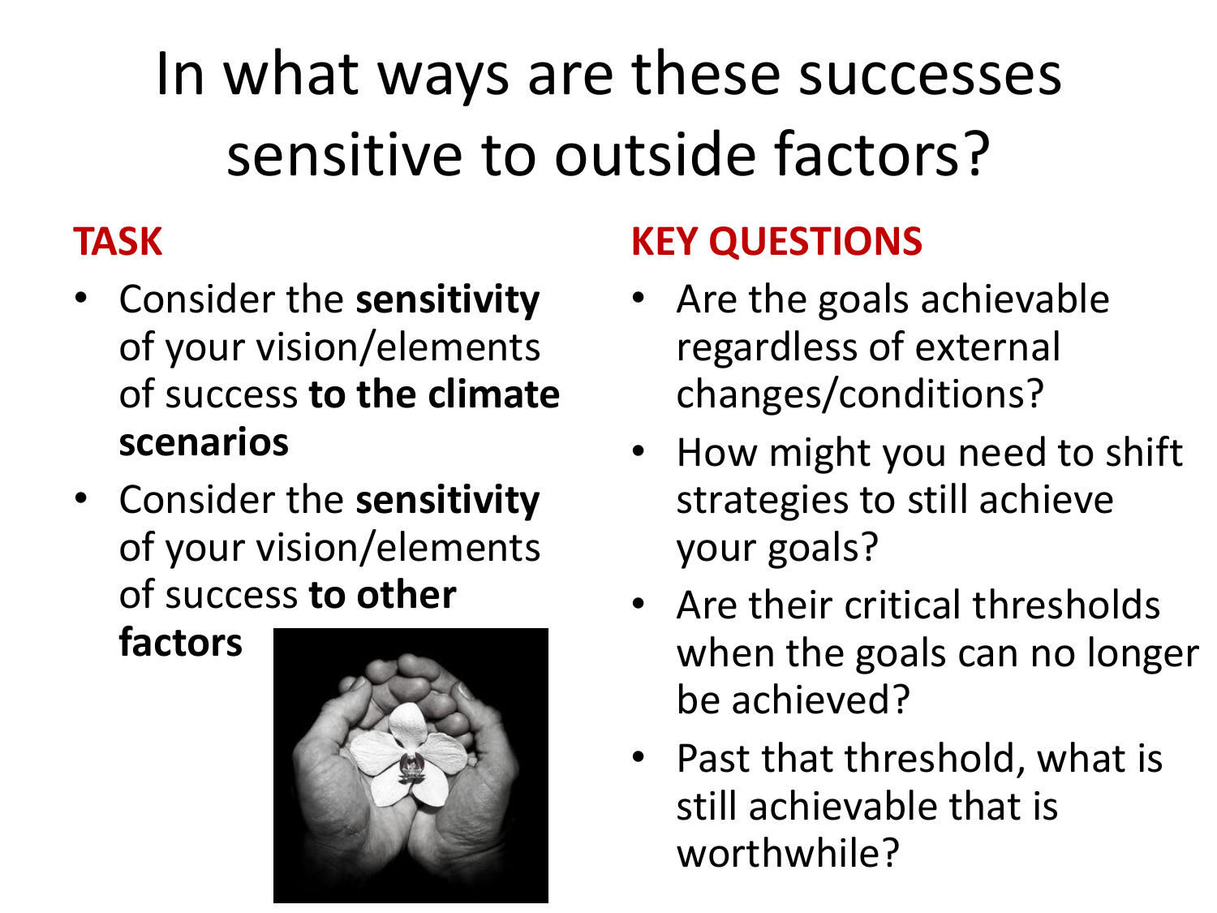# In what ways are these successes sensitive to outside factors?

## TASK

- Consider the **sensitivity** of your vision/elements of success **to the climate scenarios**
- Consider the **sensitivity** of your vision/elements of success **to other factors**

## KEY QUESTIONS

- Are the goals achievable regardless of external changes/conditions?
- How might you need to shift strategies to still achieve your goals?
- Are their critical thresholds when the goals can no longer be achieved?
- Past that threshold, what is still achievable that is worthwhile?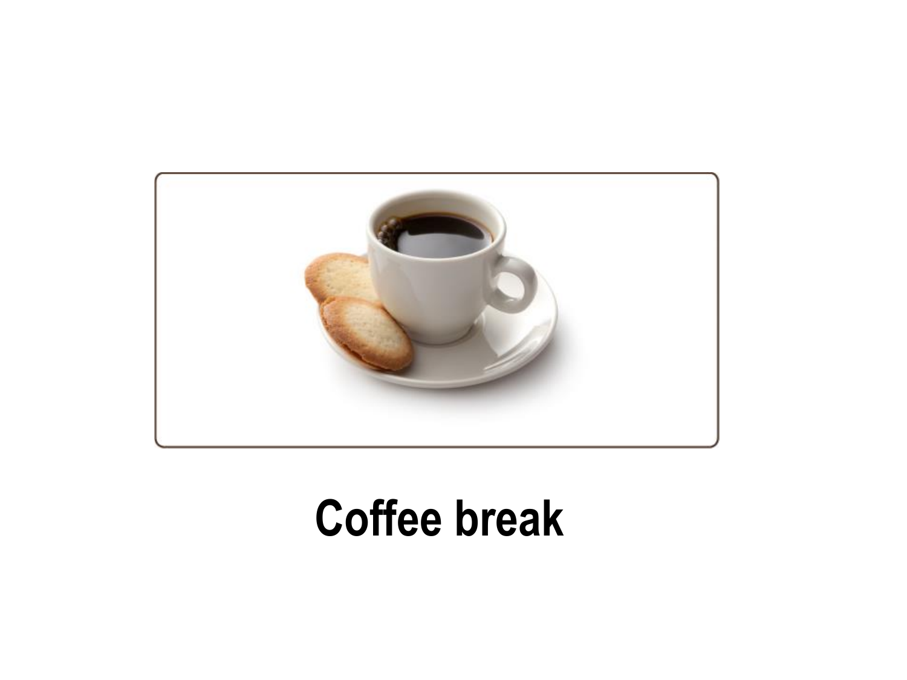**Coffee break**